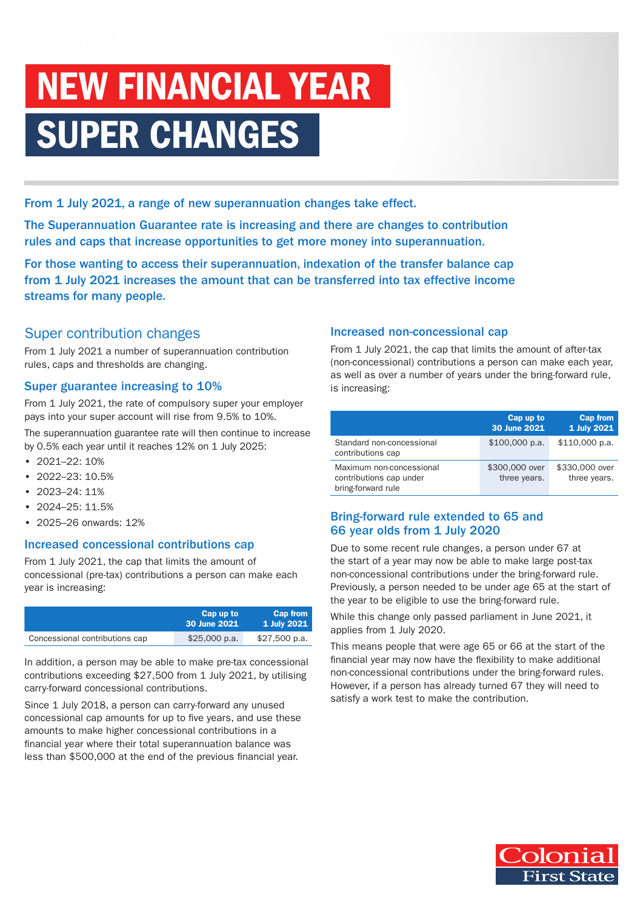# NEW FINANCIAL YEAR SUPER CHANGES

**From 1 July 2021, a range of new superannuation changes take effect.**

**The Superannuation Guarantee rate is increasing and there are changes to contribution rules and caps that increase opportunities to get more money into superannuation.**

**For those wanting to access their superannuation, indexation of the transfer balance cap from 1 July 2021 increases the amount that can be transferred into tax effective income streams for many people.**

## Super contribution changes

From 1 July 2021 a number of superannuation contribution rules, caps and thresholds are changing.

### Super guarantee increasing to 10%

From 1 July 2021, the rate of compulsory super your employer pays into your super account will rise from 9.5% to 10%.

The superannuation guarantee rate will then continue to increase by 0.5% each year until it reaches 12% on 1 July 2025:

- 2021–22: 10%
- 2022–23: 10.5%
- 2023–24: 11%
- 2024–25: 11.5%
- 2025–26 onwards: 12%

### Increased concessional contributions cap

From 1 July 2021, the cap that limits the amount of concessional (pre-tax) contributions a person can make each year is increasing:

| | Cap up to 30 June 2021 | Cap from 1 July 2021 |
|---|---|---|
| Concessional contributions cap | $25,000 p.a. | $27,500 p.a. |

In addition, a person may be able to make pre-tax concessional contributions exceeding $27,500 from 1 July 2021, by utilising carry-forward concessional contributions.

Since 1 July 2018, a person can carry-forward any unused concessional cap amounts for up to five years, and use these amounts to make higher concessional contributions in a financial year where their total superannuation balance was less than $500,000 at the end of the previous financial year.

### Increased non-concessional cap

From 1 July 2021, the cap that limits the amount of after-tax (non-concessional) contributions a person can make each year, as well as over a number of years under the bring-forward rule, is increasing:

| | Cap up to 30 June 2021 | Cap from 1 July 2021 |
|---|---|---|
| Standard non-concessional contributions cap | $100,000 p.a. | $110,000 p.a. |
| Maximum non-concessional contributions cap under bring-forward rule | $300,000 over three years. | $330,000 over three years. |

### Bring-forward rule extended to 65 and 66 year olds from 1 July 2020

Due to some recent rule changes, a person under 67 at the start of a year may now be able to make large post-tax non-concessional contributions under the bring-forward rule. Previously, a person needed to be under age 65 at the start of the year to be eligible to use the bring-forward rule.

While this change only passed parliament in June 2021, it applies from 1 July 2020.

This means people that were age 65 or 66 at the start of the financial year may now have the flexibility to make additional non-concessional contributions under the bring-forward rules. However, if a person has already turned 67 they will need to satisfy a work test to make the contribution.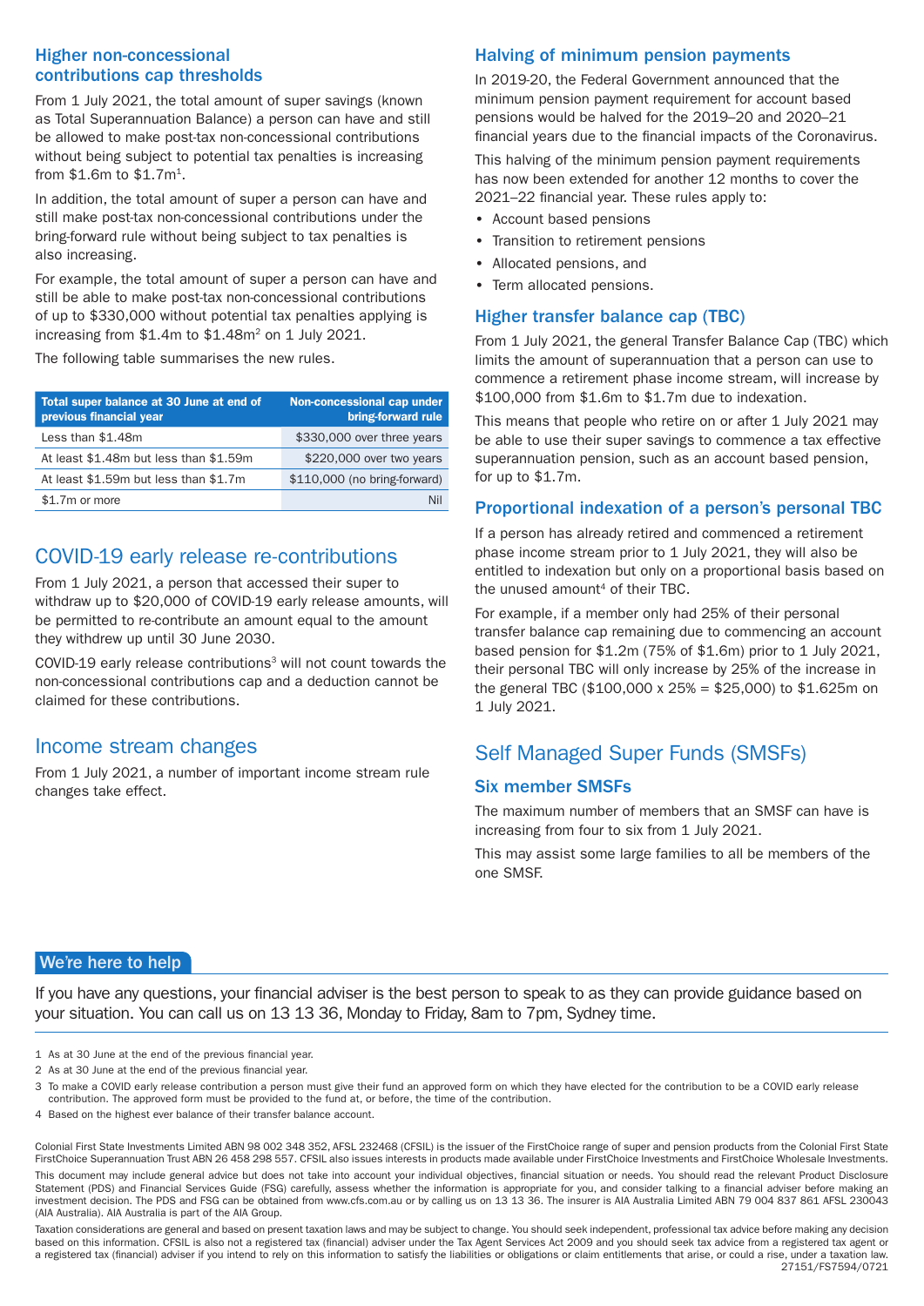### Higher non-concessional contributions cap thresholds

From 1 July 2021, the total amount of super savings (known as Total Superannuation Balance) a person can have and still be allowed to make post-tax non-concessional contributions without being subject to potential tax penalties is increasing from $1.6m to $1.7m[1].

In addition, the total amount of super a person can have and still make post-tax non-concessional contributions under the bring-forward rule without being subject to tax penalties is also increasing.

For example, the total amount of super a person can have and still be able to make post-tax non-concessional contributions of up to $330,000 without potential tax penalties applying is increasing from $1.4m to $1.48m[2] on 1 July 2021.

The following table summarises the new rules.

| Total super balance at 30 June at end of previous financial year | Non-concessional cap under bring-forward rule |
|---|---|
| Less than $1.48m | $330,000 over three years |
| At least $1.48m but less than $1.59m | $220,000 over two years |
| At least $1.59m but less than $1.7m | $110,000 (no bring-forward) |
| $1.7m or more | Nil |

## COVID-19 early release re-contributions

From 1 July 2021, a person that accessed their super to withdraw up to $20,000 of COVID-19 early release amounts, will be permitted to re-contribute an amount equal to the amount they withdrew up until 30 June 2030.

COVID-19 early release contributions[3] will not count towards the non-concessional contributions cap and a deduction cannot be claimed for these contributions.

## Income stream changes

From 1 July 2021, a number of important income stream rule changes take effect.

### Halving of minimum pension payments

In 2019-20, the Federal Government announced that the minimum pension payment requirement for account based pensions would be halved for the 2019–20 and 2020–21 financial years due to the financial impacts of the Coronavirus.

This halving of the minimum pension payment requirements has now been extended for another 12 months to cover the 2021–22 financial year. These rules apply to:

- Account based pensions
- Transition to retirement pensions
- Allocated pensions, and
- Term allocated pensions.

### Higher transfer balance cap (TBC)

From 1 July 2021, the general Transfer Balance Cap (TBC) which limits the amount of superannuation that a person can use to commence a retirement phase income stream, will increase by $100,000 from $1.6m to $1.7m due to indexation.

This means that people who retire on or after 1 July 2021 may be able to use their super savings to commence a tax effective superannuation pension, such as an account based pension, for up to $1.7m.

### Proportional indexation of a person's personal TBC

If a person has already retired and commenced a retirement phase income stream prior to 1 July 2021, they will also be entitled to indexation but only on a proportional basis based on the unused amount[4] of their TBC.

For example, if a member only had 25% of their personal transfer balance cap remaining due to commencing an account based pension for $1.2m (75% of $1.6m) prior to 1 July 2021, their personal TBC will only increase by 25% of the increase in the general TBC ($100,000 x 25% = $25,000) to $1.625m on 1 July 2021.

## Self Managed Super Funds (SMSFs)

### Six member SMSFs

The maximum number of members that an SMSF can have is increasing from four to six from 1 July 2021.

This may assist some large families to all be members of the one SMSF.

**We're here to help**

If you have any questions, your financial adviser is the best person to speak to as they can provide guidance based on your situation. You can call us on 13 13 36, Monday to Friday, 8am to 7pm, Sydney time.

1 As at 30 June at the end of the previous financial year.

2 As at 30 June at the end of the previous financial year.

3 To make a COVID early release contribution a person must give their fund an approved form on which they have elected for the contribution to be a COVID early release contribution. The approved form must be provided to the fund at, or before, the time of the contribution.

4 Based on the highest ever balance of their transfer balance account.

Colonial First State Investments Limited ABN 98 002 348 352, AFSL 232468 (CFSIL) is the issuer of the FirstChoice range of super and pension products from the Colonial First State FirstChoice Superannuation Trust ABN 26 458 298 557. CFSIL also issues interests in products made available under FirstChoice Investments and FirstChoice Wholesale Investments.

This document may include general advice but does not take into account your individual objectives, financial situation or needs. You should read the relevant Product Disclosure Statement (PDS) and Financial Services Guide (FSG) carefully, assess whether the information is appropriate for you, and consider talking to a financial adviser before making an investment decision. The PDS and FSG can be obtained from www.cfs.com.au or by calling us on 13 13 36. The insurer is AIA Australia Limited ABN 79 004 837 861 AFSL 230043 (AIA Australia). AIA Australia is part of the AIA Group.

Taxation considerations are general and based on present taxation laws and may be subject to change. You should seek independent, professional tax advice before making any decision based on this information. CFSIL is also not a registered tax (financial) adviser under the Tax Agent Services Act 2009 and you should seek tax advice from a registered tax agent or a registered tax (financial) adviser if you intend to rely on this information to satisfy the liabilities or obligations or claim entitlements that arise, or could a rise, under a taxation law.
27151/FS7594/0721